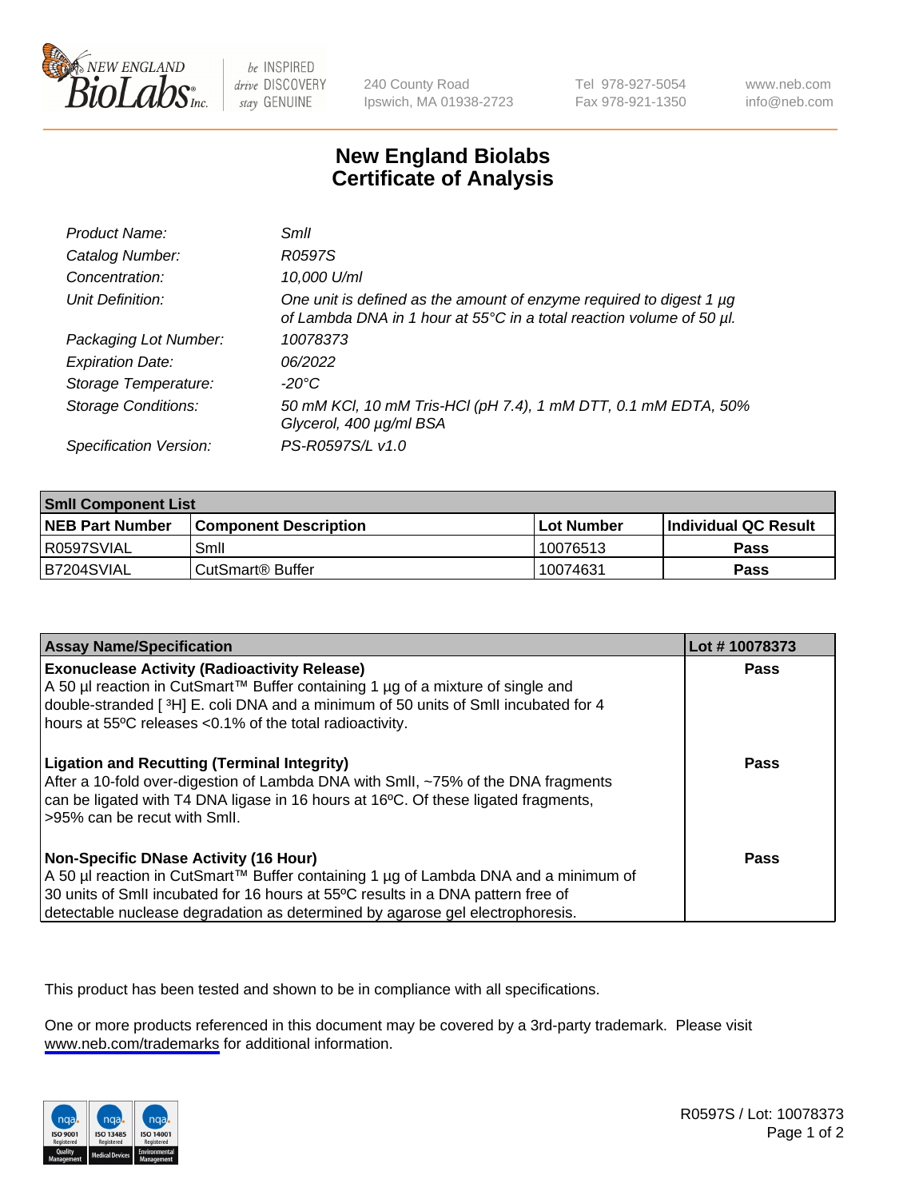# New England Biolabs
# Certificate of Analysis

| | |
|---|---|
| *Product Name:* | *SmlI* |
| *Catalog Number:* | *R0597S* |
| *Concentration:* | *10,000 U/ml* |
| *Unit Definition:* | *One unit is defined as the amount of enzyme required to digest 1 µg of Lambda DNA in 1 hour at 55°C in a total reaction volume of 50 µl.* |
| *Packaging Lot Number:* | *10078373* |
| *Expiration Date:* | *06/2022* |
| *Storage Temperature:* | *-20°C* |
| *Storage Conditions:* | *50 mM KCl, 10 mM Tris-HCl (pH 7.4), 1 mM DTT, 0.1 mM EDTA, 50% Glycerol, 400 µg/ml BSA* |
| *Specification Version:* | *PS-R0597S/L v1.0* |

| SmlI Component List | | | |
|---|---|---|---|
| **NEB Part Number** | **Component Description** | **Lot Number** | **Individual QC Result** |
| R0597SVIAL | SmlI | 10076513 | **Pass** |
| B7204SVIAL | CutSmart® Buffer | 10074631 | **Pass** |

| Assay Name/Specification | Lot # 10078373 |
|---|---|
| **Exonuclease Activity (Radioactivity Release)** A 50 µl reaction in CutSmart™ Buffer containing 1 µg of a mixture of single and double-stranded [ $^{3}$H] E. coli DNA and a minimum of 50 units of SmlI incubated for 4 hours at 55ºC releases <0.1% of the total radioactivity. | **Pass** |
| **Ligation and Recutting (Terminal Integrity)** After a 10-fold over-digestion of Lambda DNA with SmlI, ~75% of the DNA fragments can be ligated with T4 DNA ligase in 16 hours at 16ºC. Of these ligated fragments, >95% can be recut with SmlI. | **Pass** |
| **Non-Specific DNase Activity (16 Hour)** A 50 µl reaction in CutSmart™ Buffer containing 1 µg of Lambda DNA and a minimum of 30 units of SmlI incubated for 16 hours at 55ºC results in a DNA pattern free of detectable nuclease degradation as determined by agarose gel electrophoresis. | **Pass** |

This product has been tested and shown to be in compliance with all specifications.

One or more products referenced in this document may be covered by a 3rd-party trademark. Please visit www.neb.com/trademarks for additional information.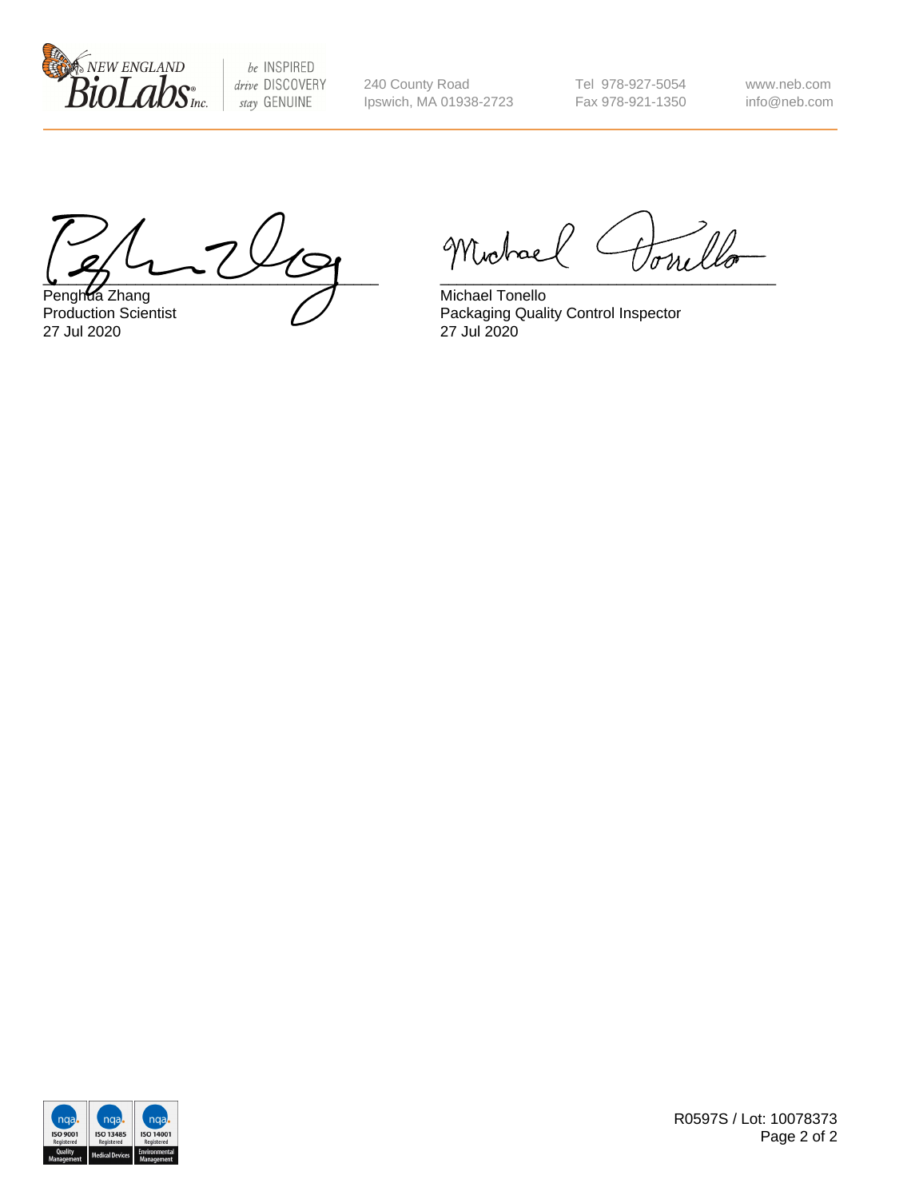Penghua Zhang
Production Scientist
27 Jul 2020

Michael Tonello
Packaging Quality Control Inspector
27 Jul 2020

R0597S / Lot: 10078373